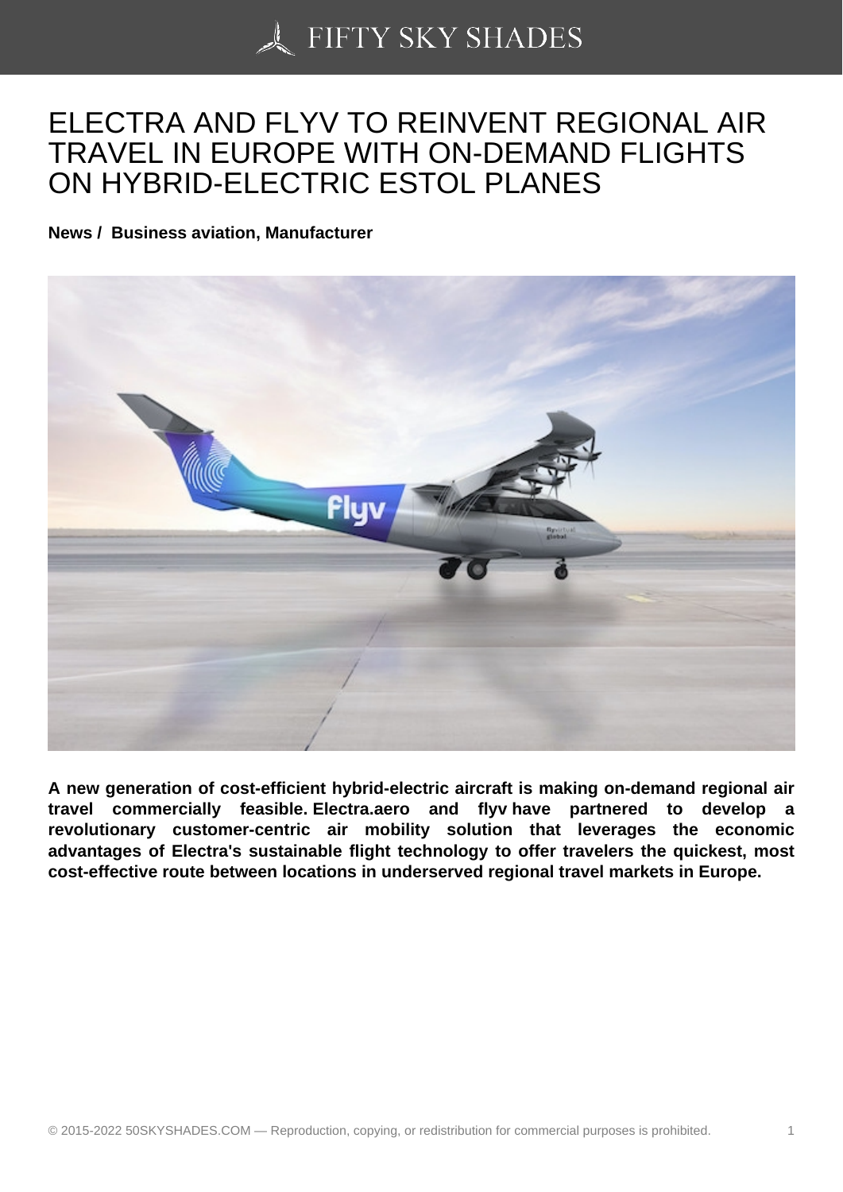# ELECTRA AND FLYV TO REINVENT REGIONAL AIR TRAVEL IN EUROPE WITH ON-DEMAND FLIGHTS ON HYBRID-ELECTRIC ESTOL PLANES

**News / Business aviation, Manufacturer**

**A new generation of cost-efficient hybrid-electric aircraft is making on-demand regional air travel commercially feasible. Electra.aero and flyv have partnered to develop a revolutionary customer-centric air mobility solution that leverages the economic advantages of Electra's sustainable flight technology to offer travelers the quickest, most cost-effective route between locations in underserved regional travel markets in Europe.**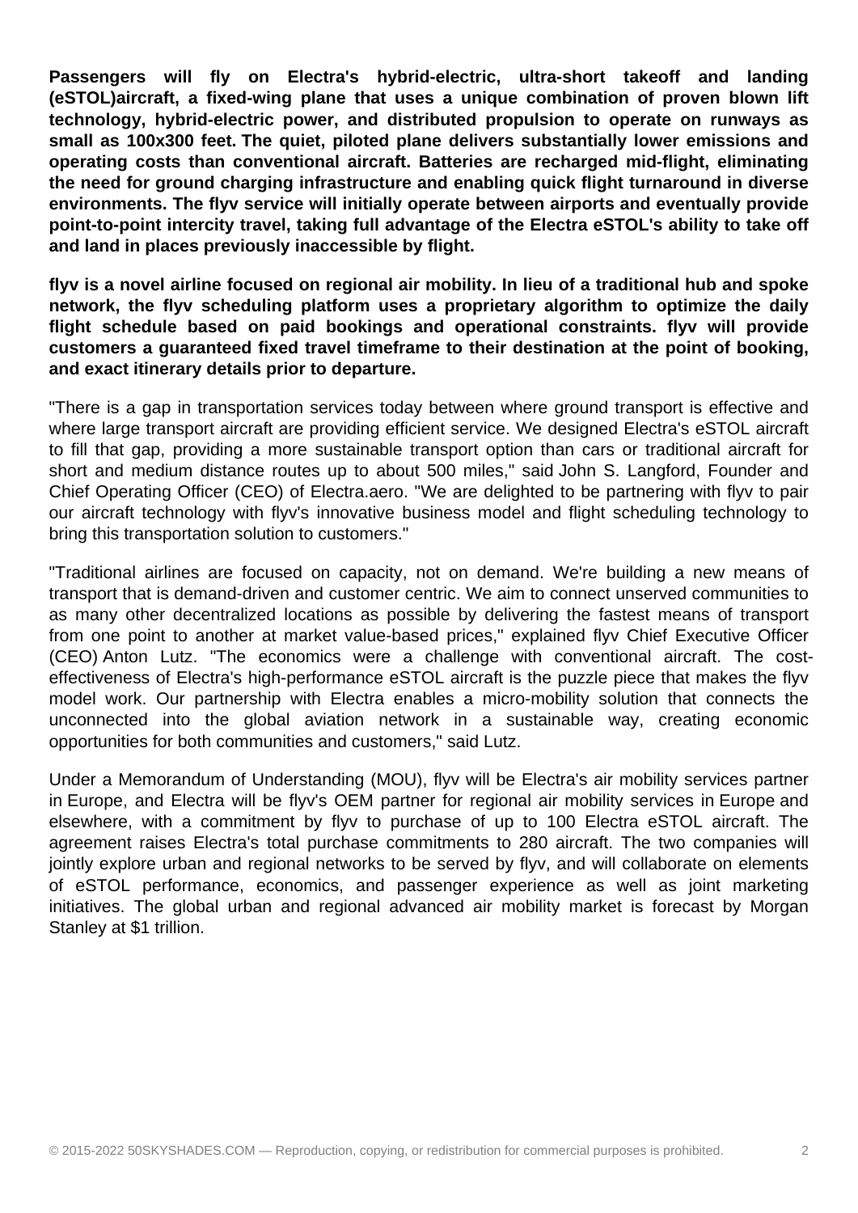**Passengers will fly on Electra's hybrid-electric, ultra-short takeoff and landing (eSTOL)aircraft, a fixed-wing plane that uses a unique combination of proven blown lift technology, hybrid-electric power, and distributed propulsion to operate on runways as small as 100x300 feet. The quiet, piloted plane delivers substantially lower emissions and operating costs than conventional aircraft. Batteries are recharged mid-flight, eliminating the need for ground charging infrastructure and enabling quick flight turnaround in diverse environments. The flyv service will initially operate between airports and eventually provide point-to-point intercity travel, taking full advantage of the Electra eSTOL's ability to take off and land in places previously inaccessible by flight.**

**flyv is a novel airline focused on regional air mobility. In lieu of a traditional hub and spoke network, the flyv scheduling platform uses a proprietary algorithm to optimize the daily flight schedule based on paid bookings and operational constraints. flyv will provide customers a guaranteed fixed travel timeframe to their destination at the point of booking, and exact itinerary details prior to departure.**

"There is a gap in transportation services today between where ground transport is effective and where large transport aircraft are providing efficient service. We designed Electra's eSTOL aircraft to fill that gap, providing a more sustainable transport option than cars or traditional aircraft for short and medium distance routes up to about 500 miles," said John S. Langford, Founder and Chief Operating Officer (CEO) of Electra.aero. "We are delighted to be partnering with flyv to pair our aircraft technology with flyv's innovative business model and flight scheduling technology to bring this transportation solution to customers."

"Traditional airlines are focused on capacity, not on demand. We're building a new means of transport that is demand-driven and customer centric. We aim to connect unserved communities to as many other decentralized locations as possible by delivering the fastest means of transport from one point to another at market value-based prices," explained flyv Chief Executive Officer (CEO) Anton Lutz. "The economics were a challenge with conventional aircraft. The cost-effectiveness of Electra's high-performance eSTOL aircraft is the puzzle piece that makes the flyv model work. Our partnership with Electra enables a micro-mobility solution that connects the unconnected into the global aviation network in a sustainable way, creating economic opportunities for both communities and customers," said Lutz.

Under a Memorandum of Understanding (MOU), flyv will be Electra's air mobility services partner in Europe, and Electra will be flyv's OEM partner for regional air mobility services in Europe and elsewhere, with a commitment by flyv to purchase of up to 100 Electra eSTOL aircraft. The agreement raises Electra's total purchase commitments to 280 aircraft. The two companies will jointly explore urban and regional networks to be served by flyv, and will collaborate on elements of eSTOL performance, economics, and passenger experience as well as joint marketing initiatives. The global urban and regional advanced air mobility market is forecast by Morgan Stanley at $1 trillion.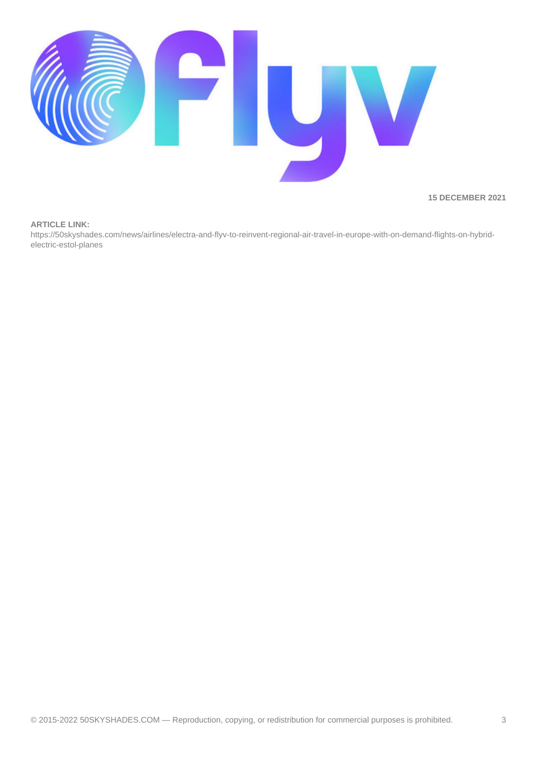15 DECEMBER 2021

**ARTICLE LINK:**
https://50skyshades.com/news/airlines/electra-and-flyv-to-reinvent-regional-air-travel-in-europe-with-on-demand-flights-on-hybrid-electric-estol-planes